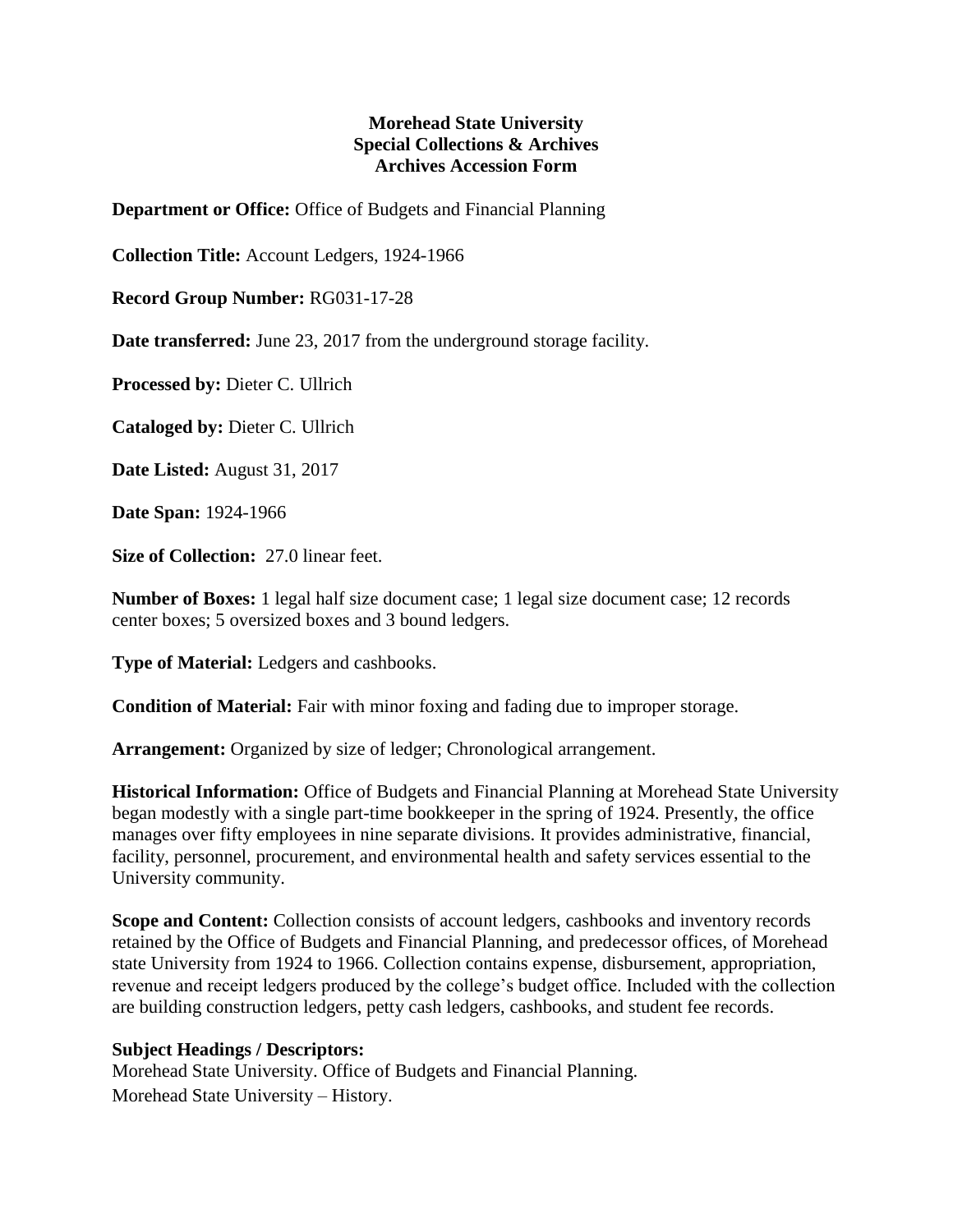**Morehead State University**
**Special Collections & Archives**
**Archives Accession Form**

**Department or Office:** Office of Budgets and Financial Planning

**Collection Title:** Account Ledgers, 1924-1966

**Record Group Number:** RG031-17-28

**Date transferred:** June 23, 2017 from the underground storage facility.

**Processed by:** Dieter C. Ullrich

**Cataloged by:** Dieter C. Ullrich

**Date Listed:** August 31, 2017

**Date Span:** 1924-1966

**Size of Collection:** 27.0 linear feet.

**Number of Boxes:** 1 legal half size document case; 1 legal size document case; 12 records center boxes; 5 oversized boxes and 3 bound ledgers.

**Type of Material:** Ledgers and cashbooks.

**Condition of Material:** Fair with minor foxing and fading due to improper storage.

**Arrangement:** Organized by size of ledger; Chronological arrangement.

**Historical Information:** Office of Budgets and Financial Planning at Morehead State University began modestly with a single part-time bookkeeper in the spring of 1924. Presently, the office manages over fifty employees in nine separate divisions. It provides administrative, financial, facility, personnel, procurement, and environmental health and safety services essential to the University community.

**Scope and Content:** Collection consists of account ledgers, cashbooks and inventory records retained by the Office of Budgets and Financial Planning, and predecessor offices, of Morehead state University from 1924 to 1966. Collection contains expense, disbursement, appropriation, revenue and receipt ledgers produced by the college's budget office. Included with the collection are building construction ledgers, petty cash ledgers, cashbooks, and student fee records.

**Subject Headings / Descriptors:**
Morehead State University. Office of Budgets and Financial Planning.
Morehead State University – History.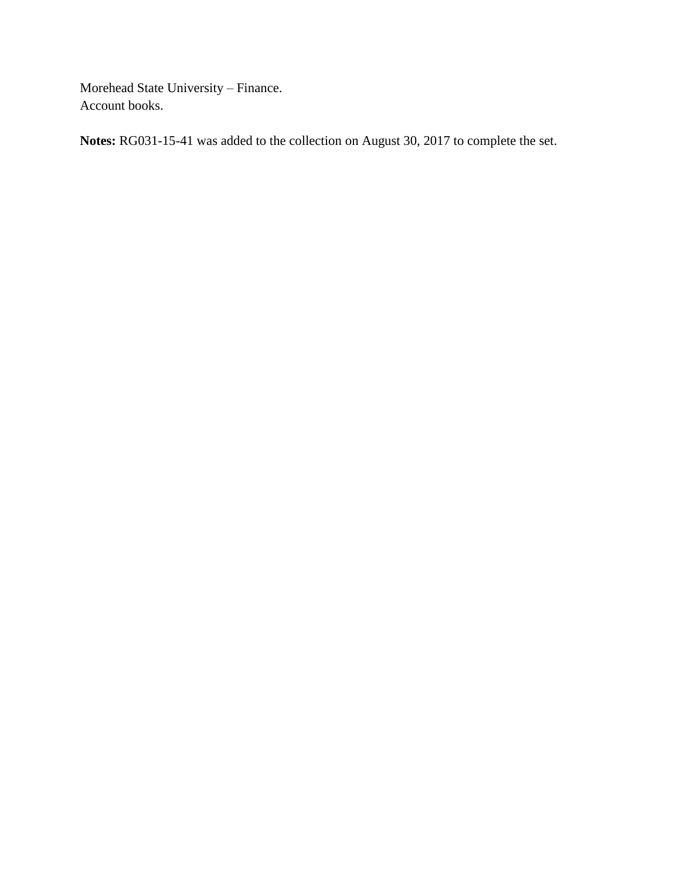Morehead State University – Finance.
Account books.

**Notes:** RG031-15-41 was added to the collection on August 30, 2017 to complete the set.